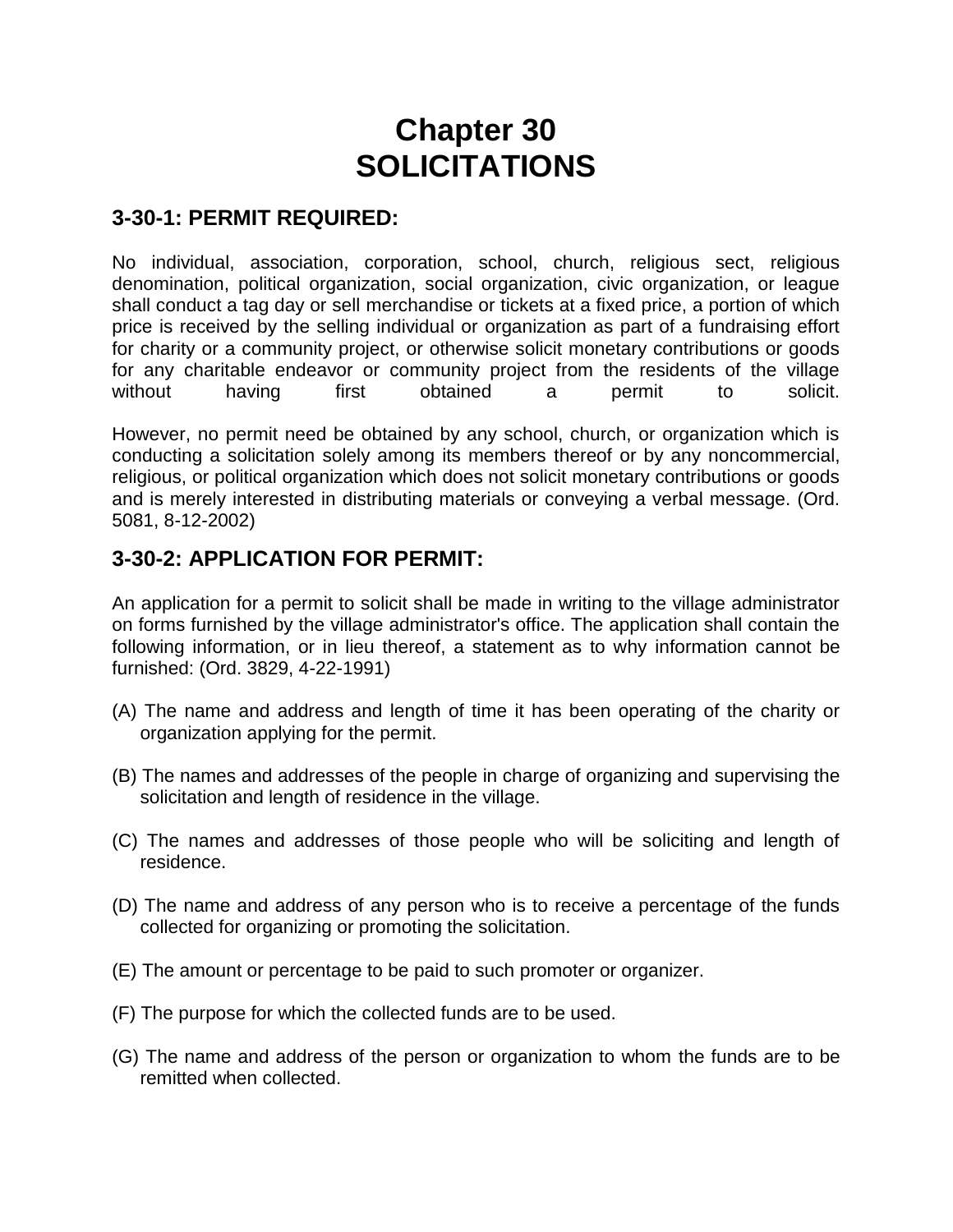# Chapter 30
# SOLICITATIONS

## 3-30-1: PERMIT REQUIRED:

No individual, association, corporation, school, church, religious sect, religious denomination, political organization, social organization, civic organization, or league shall conduct a tag day or sell merchandise or tickets at a fixed price, a portion of which price is received by the selling individual or organization as part of a fundraising effort for charity or a community project, or otherwise solicit monetary contributions or goods for any charitable endeavor or community project from the residents of the village without having first obtained a permit to solicit.

However, no permit need be obtained by any school, church, or organization which is conducting a solicitation solely among its members thereof or by any noncommercial, religious, or political organization which does not solicit monetary contributions or goods and is merely interested in distributing materials or conveying a verbal message. (Ord. 5081, 8-12-2002)

## 3-30-2: APPLICATION FOR PERMIT:

An application for a permit to solicit shall be made in writing to the village administrator on forms furnished by the village administrator's office. The application shall contain the following information, or in lieu thereof, a statement as to why information cannot be furnished: (Ord. 3829, 4-22-1991)

(A) The name and address and length of time it has been operating of the charity or organization applying for the permit.

(B) The names and addresses of the people in charge of organizing and supervising the solicitation and length of residence in the village.

(C) The names and addresses of those people who will be soliciting and length of residence.

(D) The name and address of any person who is to receive a percentage of the funds collected for organizing or promoting the solicitation.

(E) The amount or percentage to be paid to such promoter or organizer.

(F) The purpose for which the collected funds are to be used.

(G) The name and address of the person or organization to whom the funds are to be remitted when collected.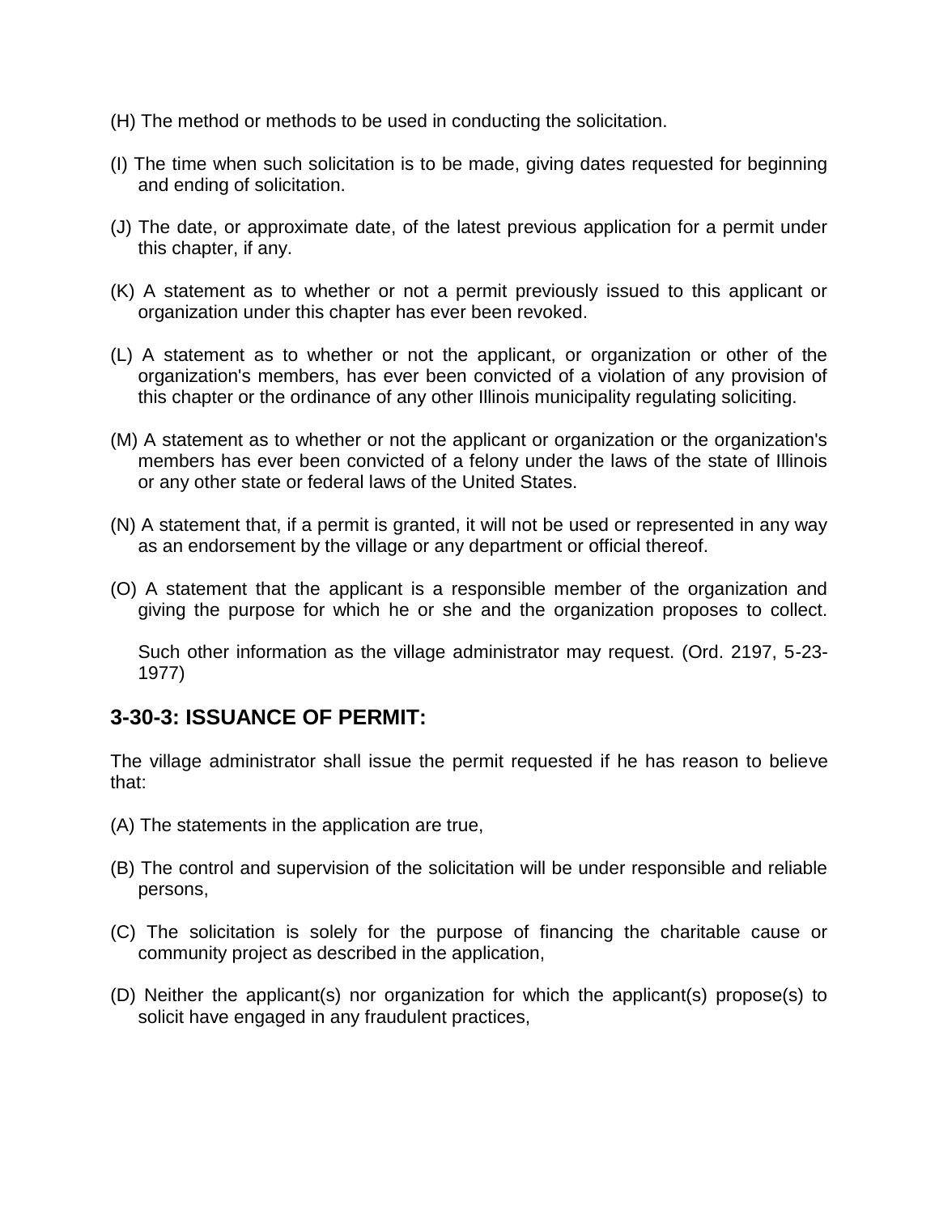(H) The method or methods to be used in conducting the solicitation.

(I) The time when such solicitation is to be made, giving dates requested for beginning and ending of solicitation.

(J) The date, or approximate date, of the latest previous application for a permit under this chapter, if any.

(K) A statement as to whether or not a permit previously issued to this applicant or organization under this chapter has ever been revoked.

(L) A statement as to whether or not the applicant, or organization or other of the organization's members, has ever been convicted of a violation of any provision of this chapter or the ordinance of any other Illinois municipality regulating soliciting.

(M) A statement as to whether or not the applicant or organization or the organization's members has ever been convicted of a felony under the laws of the state of Illinois or any other state or federal laws of the United States.

(N) A statement that, if a permit is granted, it will not be used or represented in any way as an endorsement by the village or any department or official thereof.

(O) A statement that the applicant is a responsible member of the organization and giving the purpose for which he or she and the organization proposes to collect.

Such other information as the village administrator may request. (Ord. 2197, 5-23-1977)

## 3-30-3: ISSUANCE OF PERMIT:

The village administrator shall issue the permit requested if he has reason to believe that:

(A) The statements in the application are true,

(B) The control and supervision of the solicitation will be under responsible and reliable persons,

(C) The solicitation is solely for the purpose of financing the charitable cause or community project as described in the application,

(D) Neither the applicant(s) nor organization for which the applicant(s) propose(s) to solicit have engaged in any fraudulent practices,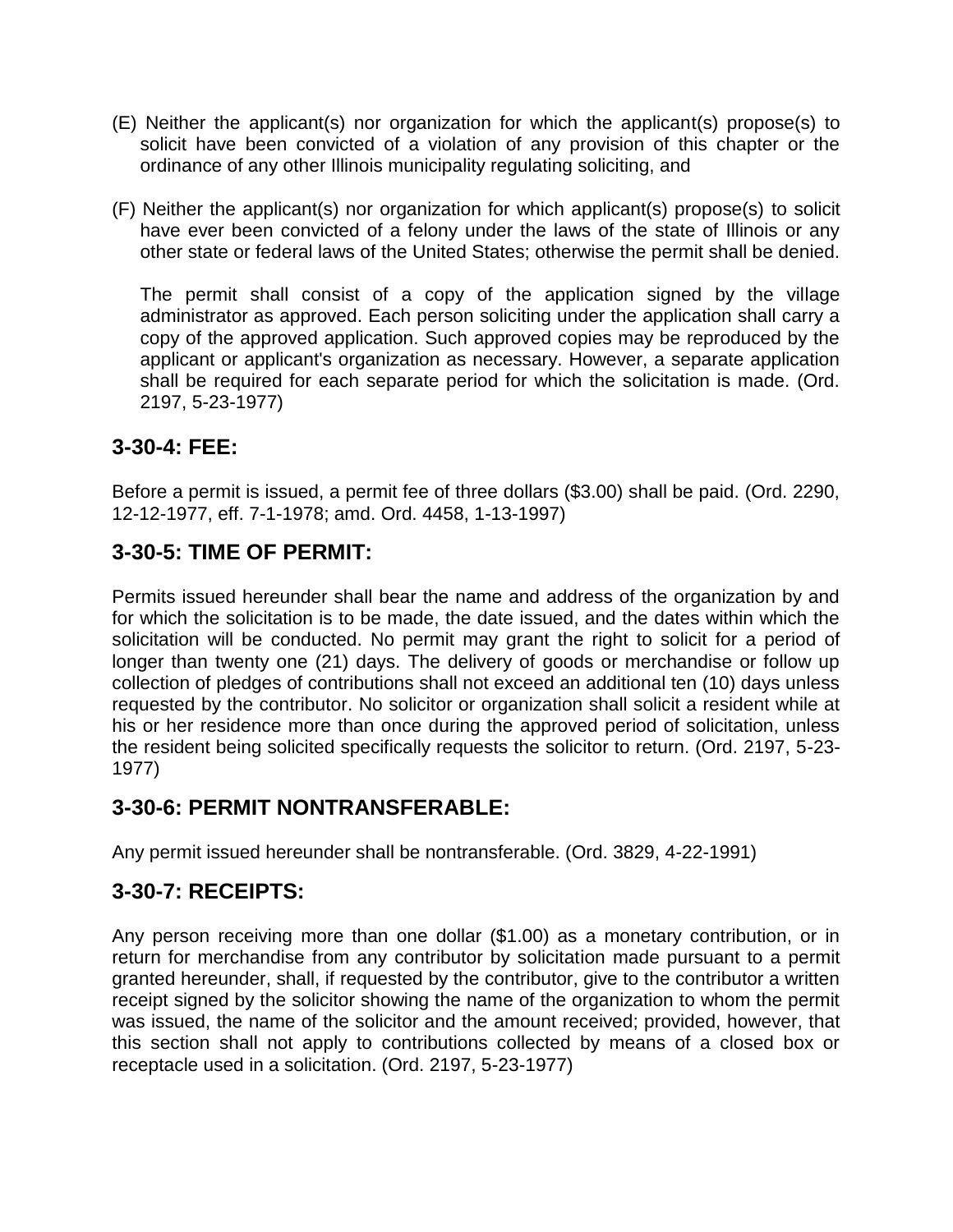(E) Neither the applicant(s) nor organization for which the applicant(s) propose(s) to solicit have been convicted of a violation of any provision of this chapter or the ordinance of any other Illinois municipality regulating soliciting, and

(F) Neither the applicant(s) nor organization for which applicant(s) propose(s) to solicit have ever been convicted of a felony under the laws of the state of Illinois or any other state or federal laws of the United States; otherwise the permit shall be denied.

The permit shall consist of a copy of the application signed by the village administrator as approved. Each person soliciting under the application shall carry a copy of the approved application. Such approved copies may be reproduced by the applicant or applicant's organization as necessary. However, a separate application shall be required for each separate period for which the solicitation is made. (Ord. 2197, 5-23-1977)

## 3-30-4: FEE:

Before a permit is issued, a permit fee of three dollars ($3.00) shall be paid. (Ord. 2290, 12-12-1977, eff. 7-1-1978; amd. Ord. 4458, 1-13-1997)

## 3-30-5: TIME OF PERMIT:

Permits issued hereunder shall bear the name and address of the organization by and for which the solicitation is to be made, the date issued, and the dates within which the solicitation will be conducted. No permit may grant the right to solicit for a period of longer than twenty one (21) days. The delivery of goods or merchandise or follow up collection of pledges of contributions shall not exceed an additional ten (10) days unless requested by the contributor. No solicitor or organization shall solicit a resident while at his or her residence more than once during the approved period of solicitation, unless the resident being solicited specifically requests the solicitor to return. (Ord. 2197, 5-23-1977)

## 3-30-6: PERMIT NONTRANSFERABLE:

Any permit issued hereunder shall be nontransferable. (Ord. 3829, 4-22-1991)

## 3-30-7: RECEIPTS:

Any person receiving more than one dollar ($1.00) as a monetary contribution, or in return for merchandise from any contributor by solicitation made pursuant to a permit granted hereunder, shall, if requested by the contributor, give to the contributor a written receipt signed by the solicitor showing the name of the organization to whom the permit was issued, the name of the solicitor and the amount received; provided, however, that this section shall not apply to contributions collected by means of a closed box or receptacle used in a solicitation. (Ord. 2197, 5-23-1977)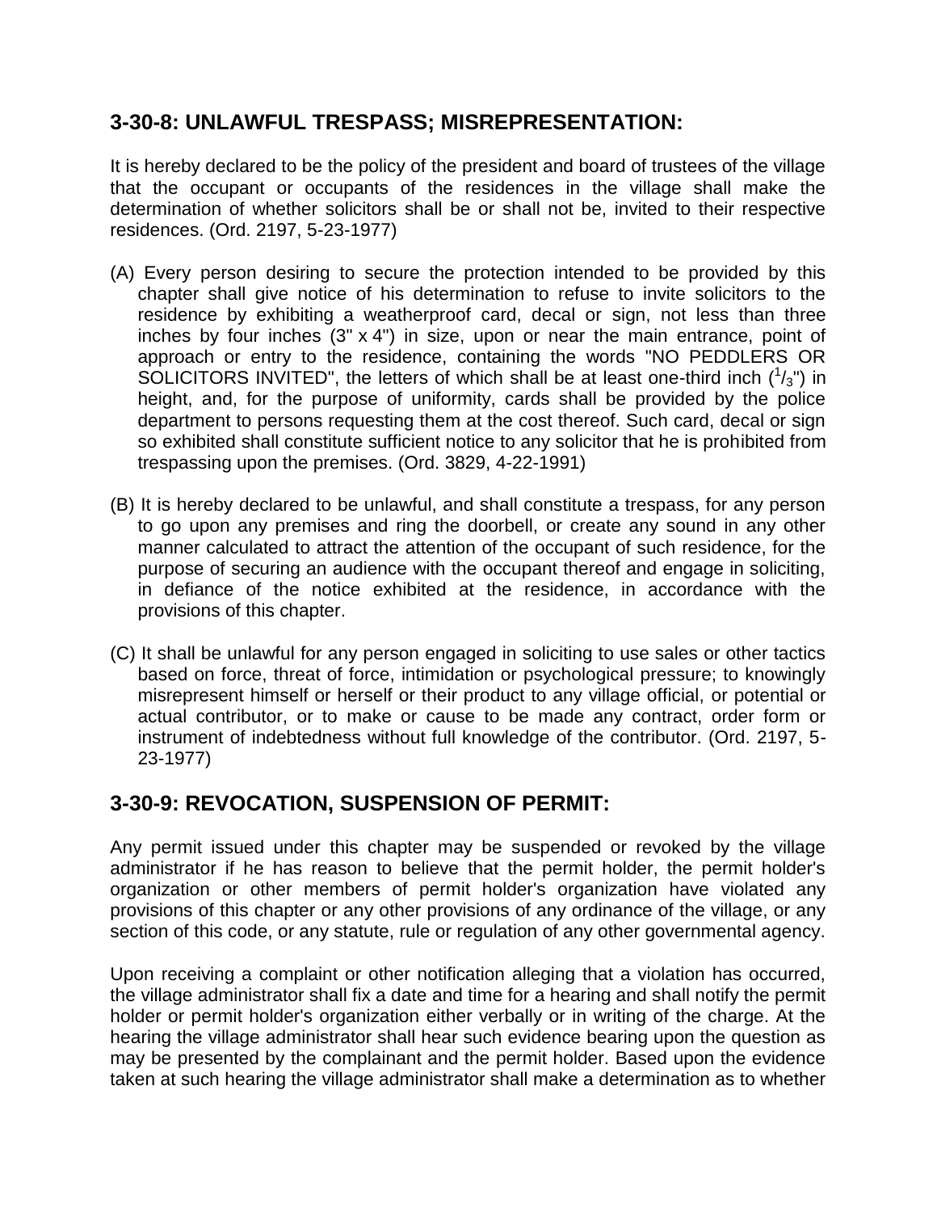## 3-30-8: UNLAWFUL TRESPASS; MISREPRESENTATION:

It is hereby declared to be the policy of the president and board of trustees of the village that the occupant or occupants of the residences in the village shall make the determination of whether solicitors shall be or shall not be, invited to their respective residences. (Ord. 2197, 5-23-1977)

(A) Every person desiring to secure the protection intended to be provided by this chapter shall give notice of his determination to refuse to invite solicitors to the residence by exhibiting a weatherproof card, decal or sign, not less than three inches by four inches (3" x 4") in size, upon or near the main entrance, point of approach or entry to the residence, containing the words "NO PEDDLERS OR SOLICITORS INVITED", the letters of which shall be at least one-third inch ($^{1}/_{3}$") in height, and, for the purpose of uniformity, cards shall be provided by the police department to persons requesting them at the cost thereof. Such card, decal or sign so exhibited shall constitute sufficient notice to any solicitor that he is prohibited from trespassing upon the premises. (Ord. 3829, 4-22-1991)

(B) It is hereby declared to be unlawful, and shall constitute a trespass, for any person to go upon any premises and ring the doorbell, or create any sound in any other manner calculated to attract the attention of the occupant of such residence, for the purpose of securing an audience with the occupant thereof and engage in soliciting, in defiance of the notice exhibited at the residence, in accordance with the provisions of this chapter.

(C) It shall be unlawful for any person engaged in soliciting to use sales or other tactics based on force, threat of force, intimidation or psychological pressure; to knowingly misrepresent himself or herself or their product to any village official, or potential or actual contributor, or to make or cause to be made any contract, order form or instrument of indebtedness without full knowledge of the contributor. (Ord. 2197, 5-23-1977)

## 3-30-9: REVOCATION, SUSPENSION OF PERMIT:

Any permit issued under this chapter may be suspended or revoked by the village administrator if he has reason to believe that the permit holder, the permit holder's organization or other members of permit holder's organization have violated any provisions of this chapter or any other provisions of any ordinance of the village, or any section of this code, or any statute, rule or regulation of any other governmental agency.

Upon receiving a complaint or other notification alleging that a violation has occurred, the village administrator shall fix a date and time for a hearing and shall notify the permit holder or permit holder's organization either verbally or in writing of the charge. At the hearing the village administrator shall hear such evidence bearing upon the question as may be presented by the complainant and the permit holder. Based upon the evidence taken at such hearing the village administrator shall make a determination as to whether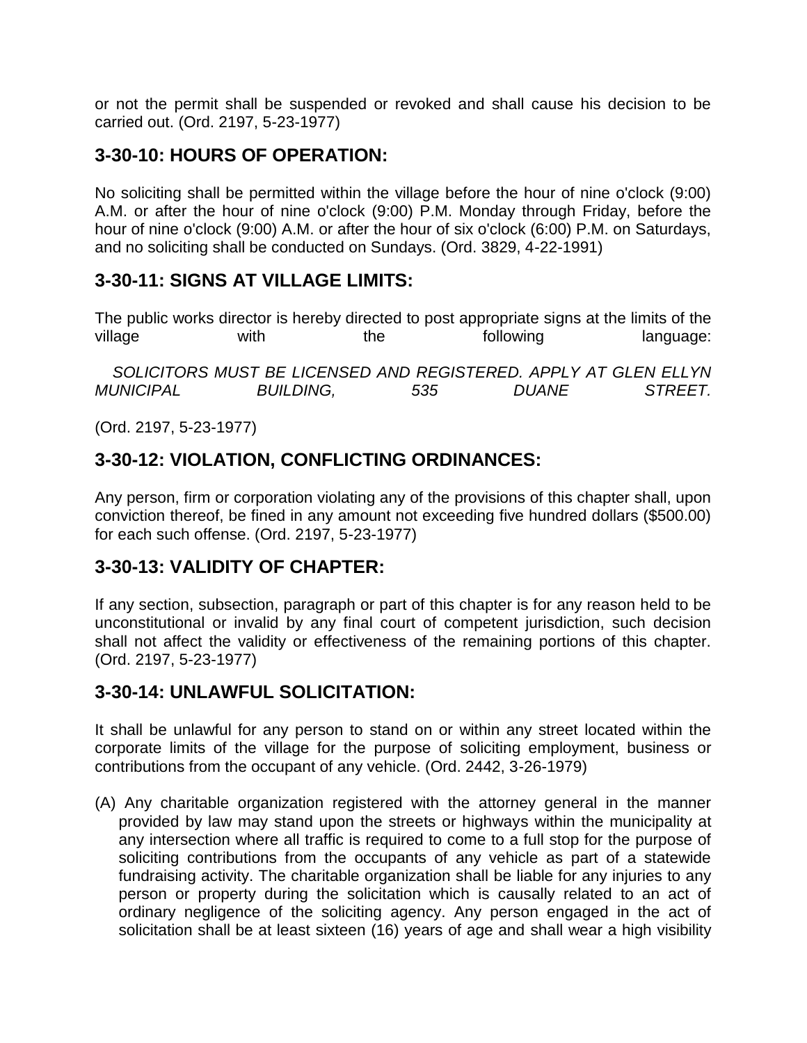or not the permit shall be suspended or revoked and shall cause his decision to be carried out. (Ord. 2197, 5-23-1977)

## 3-30-10: HOURS OF OPERATION:

No soliciting shall be permitted within the village before the hour of nine o'clock (9:00) A.M. or after the hour of nine o'clock (9:00) P.M. Monday through Friday, before the hour of nine o'clock (9:00) A.M. or after the hour of six o'clock (6:00) P.M. on Saturdays, and no soliciting shall be conducted on Sundays. (Ord. 3829, 4-22-1991)

## 3-30-11: SIGNS AT VILLAGE LIMITS:

The public works director is hereby directed to post appropriate signs at the limits of the village with the following language:

*SOLICITORS MUST BE LICENSED AND REGISTERED. APPLY AT GLEN ELLYN MUNICIPAL BUILDING, 535 DUANE STREET.*

(Ord. 2197, 5-23-1977)

## 3-30-12: VIOLATION, CONFLICTING ORDINANCES:

Any person, firm or corporation violating any of the provisions of this chapter shall, upon conviction thereof, be fined in any amount not exceeding five hundred dollars ($500.00) for each such offense. (Ord. 2197, 5-23-1977)

## 3-30-13: VALIDITY OF CHAPTER:

If any section, subsection, paragraph or part of this chapter is for any reason held to be unconstitutional or invalid by any final court of competent jurisdiction, such decision shall not affect the validity or effectiveness of the remaining portions of this chapter. (Ord. 2197, 5-23-1977)

## 3-30-14: UNLAWFUL SOLICITATION:

It shall be unlawful for any person to stand on or within any street located within the corporate limits of the village for the purpose of soliciting employment, business or contributions from the occupant of any vehicle. (Ord. 2442, 3-26-1979)

(A) Any charitable organization registered with the attorney general in the manner provided by law may stand upon the streets or highways within the municipality at any intersection where all traffic is required to come to a full stop for the purpose of soliciting contributions from the occupants of any vehicle as part of a statewide fundraising activity. The charitable organization shall be liable for any injuries to any person or property during the solicitation which is causally related to an act of ordinary negligence of the soliciting agency. Any person engaged in the act of solicitation shall be at least sixteen (16) years of age and shall wear a high visibility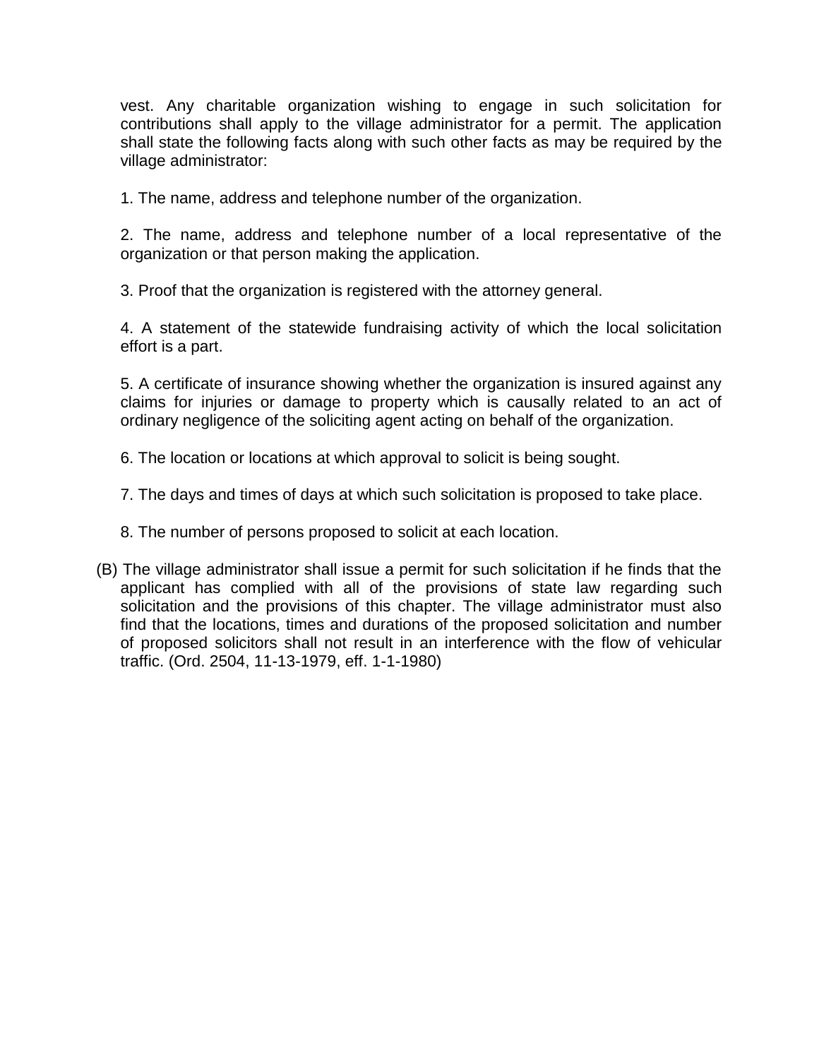vest. Any charitable organization wishing to engage in such solicitation for contributions shall apply to the village administrator for a permit. The application shall state the following facts along with such other facts as may be required by the village administrator:

1. The name, address and telephone number of the organization.

2. The name, address and telephone number of a local representative of the organization or that person making the application.

3. Proof that the organization is registered with the attorney general.

4. A statement of the statewide fundraising activity of which the local solicitation effort is a part.

5. A certificate of insurance showing whether the organization is insured against any claims for injuries or damage to property which is causally related to an act of ordinary negligence of the soliciting agent acting on behalf of the organization.

6. The location or locations at which approval to solicit is being sought.

7. The days and times of days at which such solicitation is proposed to take place.

8. The number of persons proposed to solicit at each location.

(B) The village administrator shall issue a permit for such solicitation if he finds that the applicant has complied with all of the provisions of state law regarding such solicitation and the provisions of this chapter. The village administrator must also find that the locations, times and durations of the proposed solicitation and number of proposed solicitors shall not result in an interference with the flow of vehicular traffic. (Ord. 2504, 11-13-1979, eff. 1-1-1980)